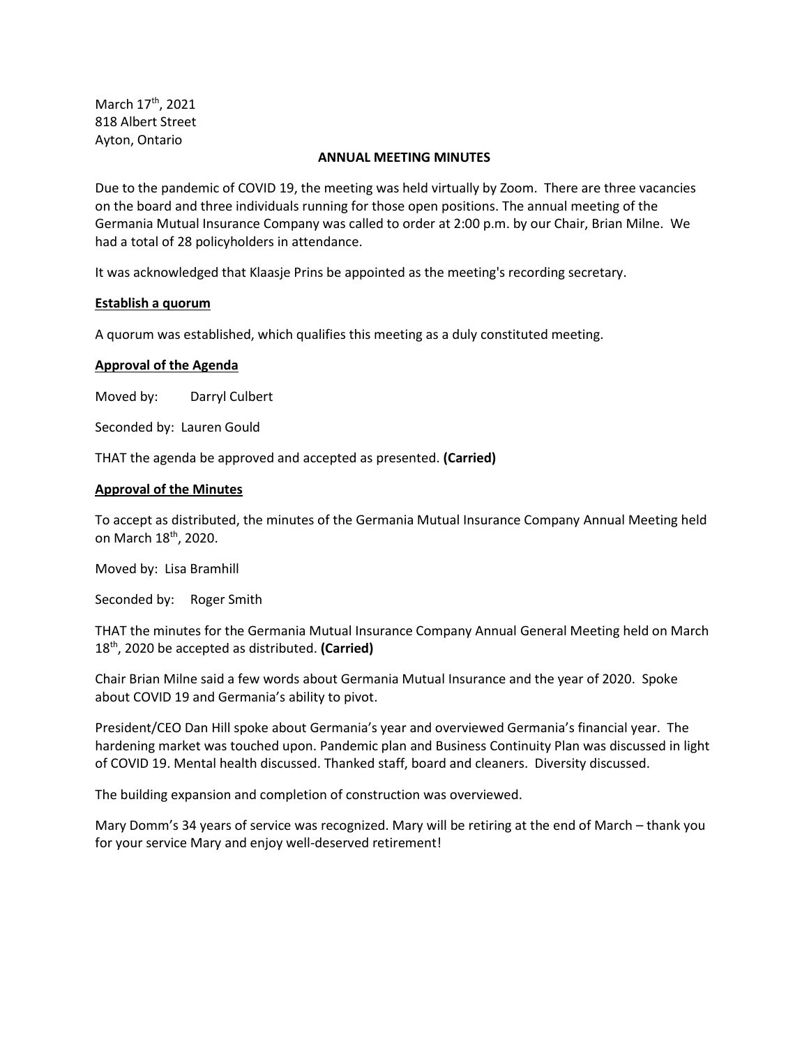March 17th, 2021
818 Albert Street
Ayton, Ontario

# ANNUAL MEETING MINUTES

Due to the pandemic of COVID 19, the meeting was held virtually by Zoom. There are three vacancies on the board and three individuals running for those open positions. The annual meeting of the Germania Mutual Insurance Company was called to order at 2:00 p.m. by our Chair, Brian Milne. We had a total of 28 policyholders in attendance.

It was acknowledged that Klaasje Prins be appointed as the meeting's recording secretary.

## Establish a quorum

A quorum was established, which qualifies this meeting as a duly constituted meeting.

## Approval of the Agenda

Moved by: Darryl Culbert

Seconded by: Lauren Gould

THAT the agenda be approved and accepted as presented. **(Carried)**

## Approval of the Minutes

To accept as distributed, the minutes of the Germania Mutual Insurance Company Annual Meeting held on March 18th, 2020.

Moved by: Lisa Bramhill

Seconded by: Roger Smith

THAT the minutes for the Germania Mutual Insurance Company Annual General Meeting held on March 18th, 2020 be accepted as distributed. **(Carried)**

Chair Brian Milne said a few words about Germania Mutual Insurance and the year of 2020. Spoke about COVID 19 and Germania's ability to pivot.

President/CEO Dan Hill spoke about Germania's year and overviewed Germania's financial year. The hardening market was touched upon. Pandemic plan and Business Continuity Plan was discussed in light of COVID 19. Mental health discussed. Thanked staff, board and cleaners. Diversity discussed.

The building expansion and completion of construction was overviewed.

Mary Domm's 34 years of service was recognized. Mary will be retiring at the end of March – thank you for your service Mary and enjoy well-deserved retirement!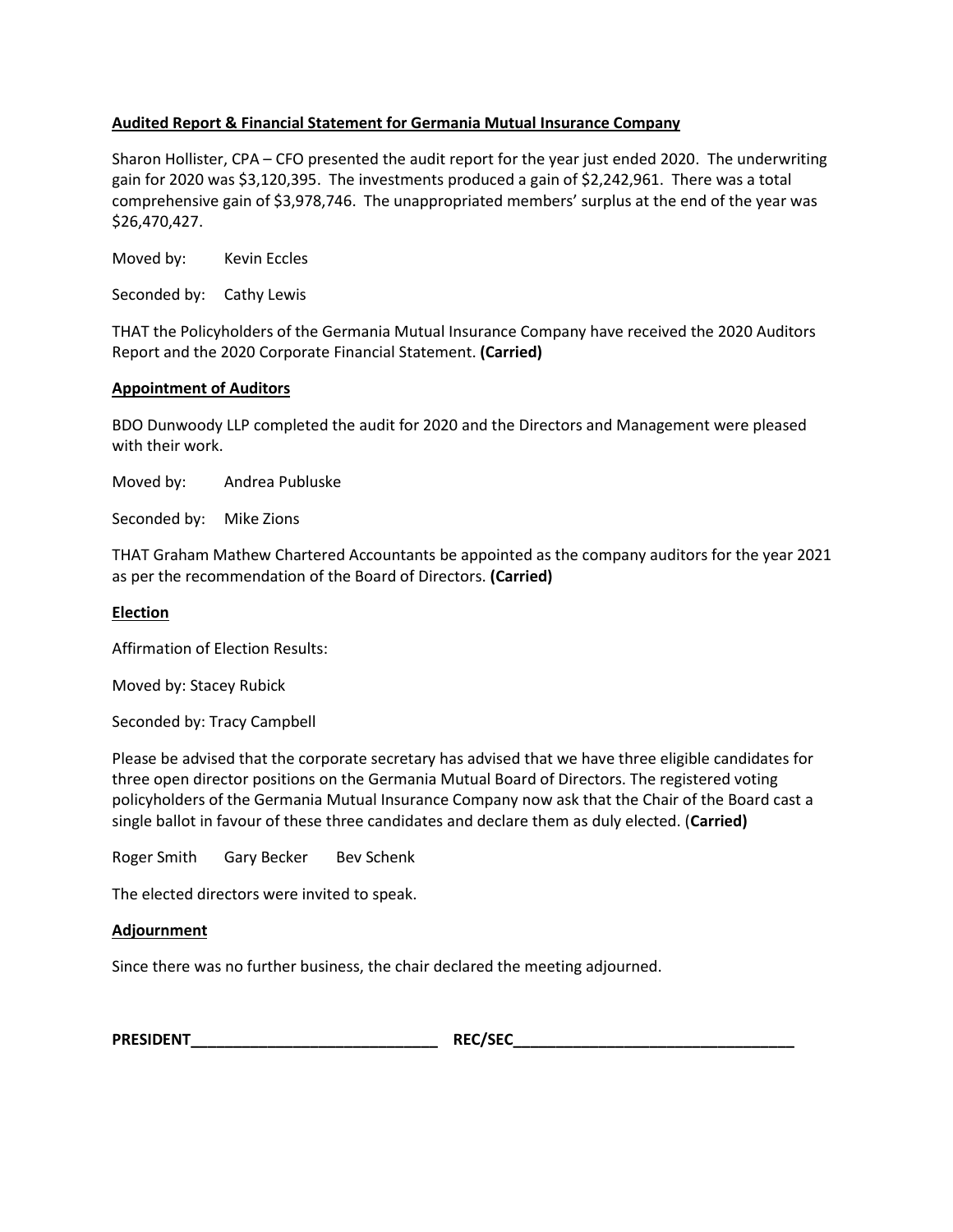**Audited Report & Financial Statement for Germania Mutual Insurance Company**

Sharon Hollister, CPA – CFO presented the audit report for the year just ended 2020. The underwriting gain for 2020 was $3,120,395. The investments produced a gain of $2,242,961. There was a total comprehensive gain of $3,978,746. The unappropriated members' surplus at the end of the year was $26,470,427.

Moved by: Kevin Eccles

Seconded by: Cathy Lewis

THAT the Policyholders of the Germania Mutual Insurance Company have received the 2020 Auditors Report and the 2020 Corporate Financial Statement. **(Carried)**

**Appointment of Auditors**

BDO Dunwoody LLP completed the audit for 2020 and the Directors and Management were pleased with their work.

Moved by: Andrea Publuske

Seconded by: Mike Zions

THAT Graham Mathew Chartered Accountants be appointed as the company auditors for the year 2021 as per the recommendation of the Board of Directors. **(Carried)**

**Election**

Affirmation of Election Results:

Moved by: Stacey Rubick

Seconded by: Tracy Campbell

Please be advised that the corporate secretary has advised that we have three eligible candidates for three open director positions on the Germania Mutual Board of Directors. The registered voting policyholders of the Germania Mutual Insurance Company now ask that the Chair of the Board cast a single ballot in favour of these three candidates and declare them as duly elected. (**Carried)**

Roger Smith Gary Becker Bev Schenk

The elected directors were invited to speak.

**Adjournment**

Since there was no further business, the chair declared the meeting adjourned.

**PRESIDENT**_____________________________ **REC/SEC**_________________________________